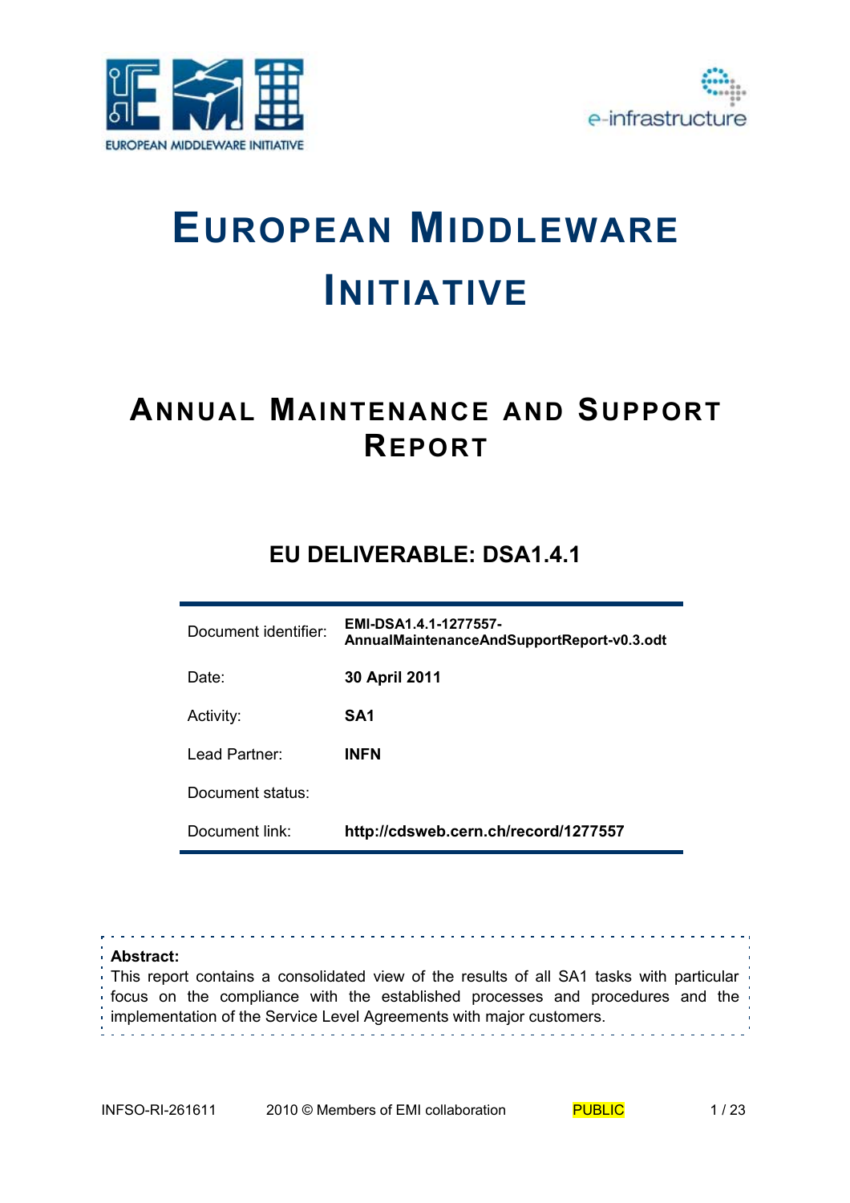# European Middleware Initiative

## Annual Maintenance and Support Report

### EU DELIVERABLE: DSA1.4.1

| | |
|---|---|
| Document identifier: | **EMI-DSA1.4.1-1277557-AnnualMaintenanceAndSupportReport-v0.3.odt** |
| Date: | **30 April 2011** |
| Activity: | **SA1** |
| Lead Partner: | **INFN** |
| Document status: | |
| Document link: | **http://cdsweb.cern.ch/record/1277557** |

**Abstract:**
This report contains a consolidated view of the results of all SA1 tasks with particular focus on the compliance with the established processes and procedures and the implementation of the Service Level Agreements with major customers.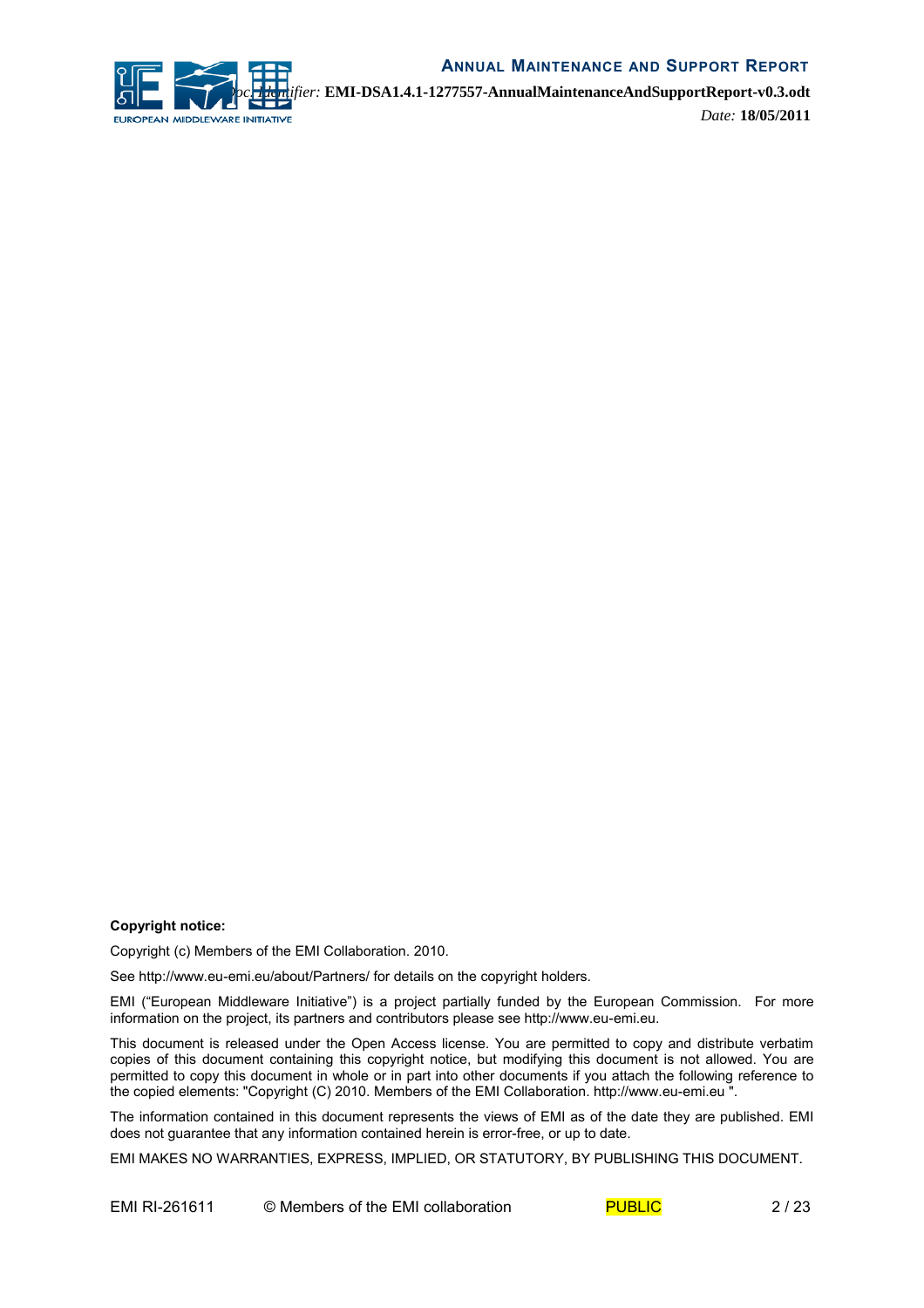**Copyright notice:**

Copyright (c) Members of the EMI Collaboration. 2010.

See http://www.eu-emi.eu/about/Partners/ for details on the copyright holders.

EMI ("European Middleware Initiative") is a project partially funded by the European Commission. For more information on the project, its partners and contributors please see http://www.eu-emi.eu.

This document is released under the Open Access license. You are permitted to copy and distribute verbatim copies of this document containing this copyright notice, but modifying this document is not allowed. You are permitted to copy this document in whole or in part into other documents if you attach the following reference to the copied elements: "Copyright (C) 2010. Members of the EMI Collaboration. http://www.eu-emi.eu ".

The information contained in this document represents the views of EMI as of the date they are published. EMI does not guarantee that any information contained herein is error-free, or up to date.

EMI MAKES NO WARRANTIES, EXPRESS, IMPLIED, OR STATUTORY, BY PUBLISHING THIS DOCUMENT.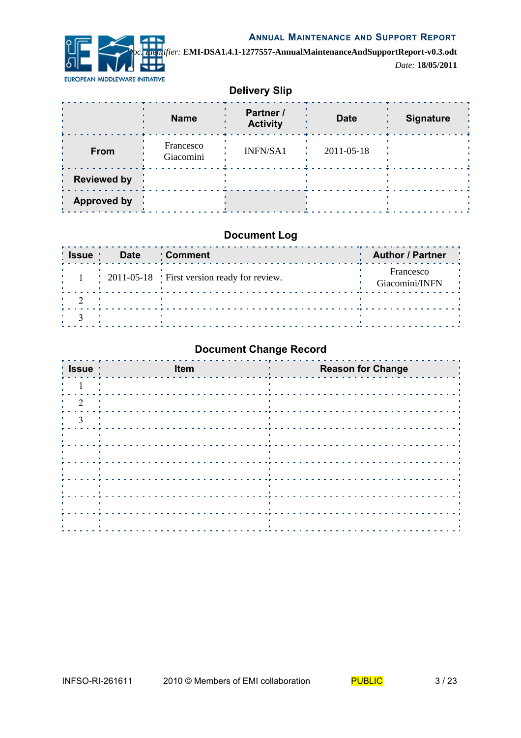## Delivery Slip

| | Name | Partner / Activity | Date | Signature |
|---|---|---|---|---|
| **From** | Francesco Giacomini | INFN/SA1 | 2011-05-18 | |
| **Reviewed by** | | | | |
| **Approved by** | | | | |

## Document Log

| Issue | Date | Comment | Author / Partner |
|---|---|---|---|
| 1 | 2011-05-18 | First version ready for review. | Francesco Giacomini/INFN |
| 2 | | | |
| 3 | | | |

## Document Change Record

| Issue | Item | Reason for Change |
|---|---|---|
| 1 | | |
| 2 | | |
| 3 | | |
| | | |
| | | |
| | | |
| | | |
| | | |
| | | |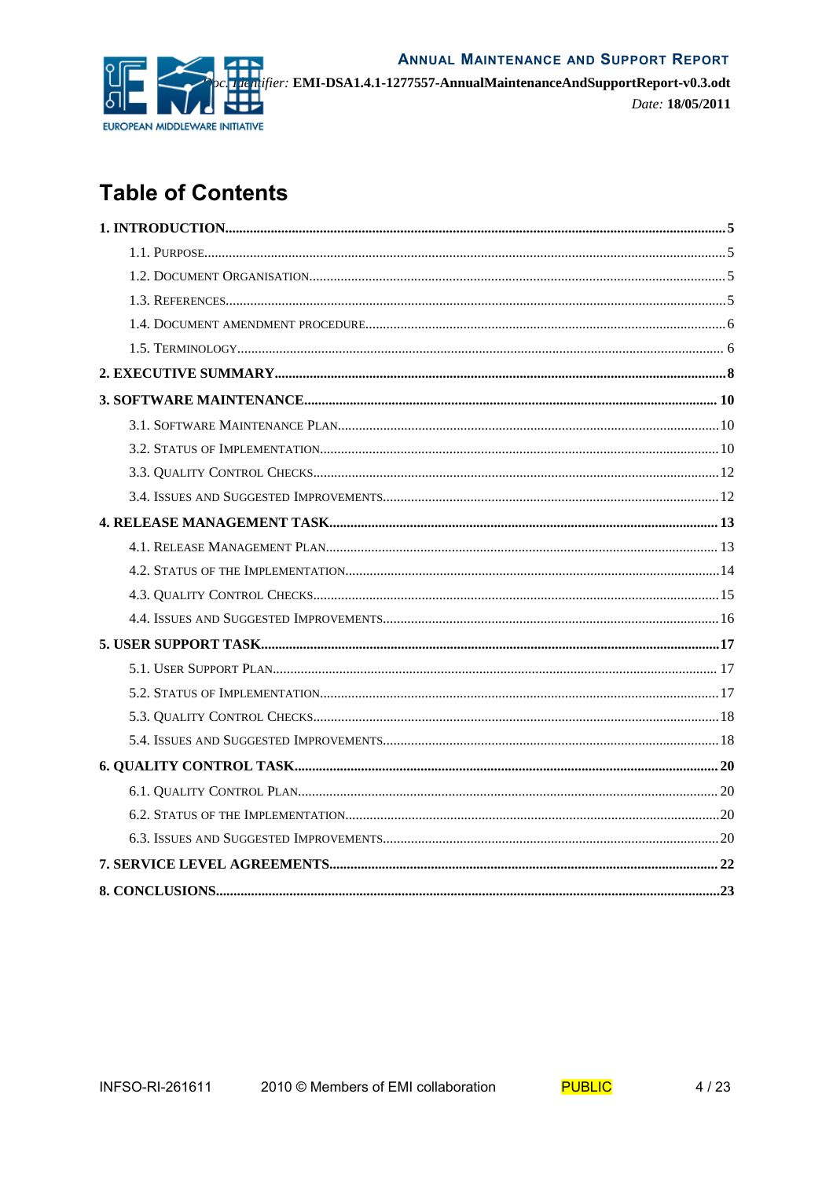# Table of Contents

**1. INTRODUCTION** ..... 5

- 1.1. Purpose ..... 5
- 1.2. Document Organisation ..... 5
- 1.3. References ..... 5
- 1.4. Document amendment procedure ..... 6
- 1.5. Terminology ..... 6

**2. EXECUTIVE SUMMARY** ..... 8

**3. SOFTWARE MAINTENANCE** ..... 10

- 3.1. Software Maintenance Plan ..... 10
- 3.2. Status of Implementation ..... 10
- 3.3. Quality Control Checks ..... 12
- 3.4. Issues and Suggested Improvements ..... 12

**4. RELEASE MANAGEMENT TASK** ..... 13

- 4.1. Release Management Plan ..... 13
- 4.2. Status of the Implementation ..... 14
- 4.3. Quality Control Checks ..... 15
- 4.4. Issues and Suggested Improvements ..... 16

**5. USER SUPPORT TASK** ..... 17

- 5.1. User Support Plan ..... 17
- 5.2. Status of Implementation ..... 17
- 5.3. Quality Control Checks ..... 18
- 5.4. Issues and Suggested Improvements ..... 18

**6. QUALITY CONTROL TASK** ..... 20

- 6.1. Quality Control Plan ..... 20
- 6.2. Status of the Implementation ..... 20
- 6.3. Issues and Suggested Improvements ..... 20

**7. SERVICE LEVEL AGREEMENTS** ..... 22

**8. CONCLUSIONS** ..... 23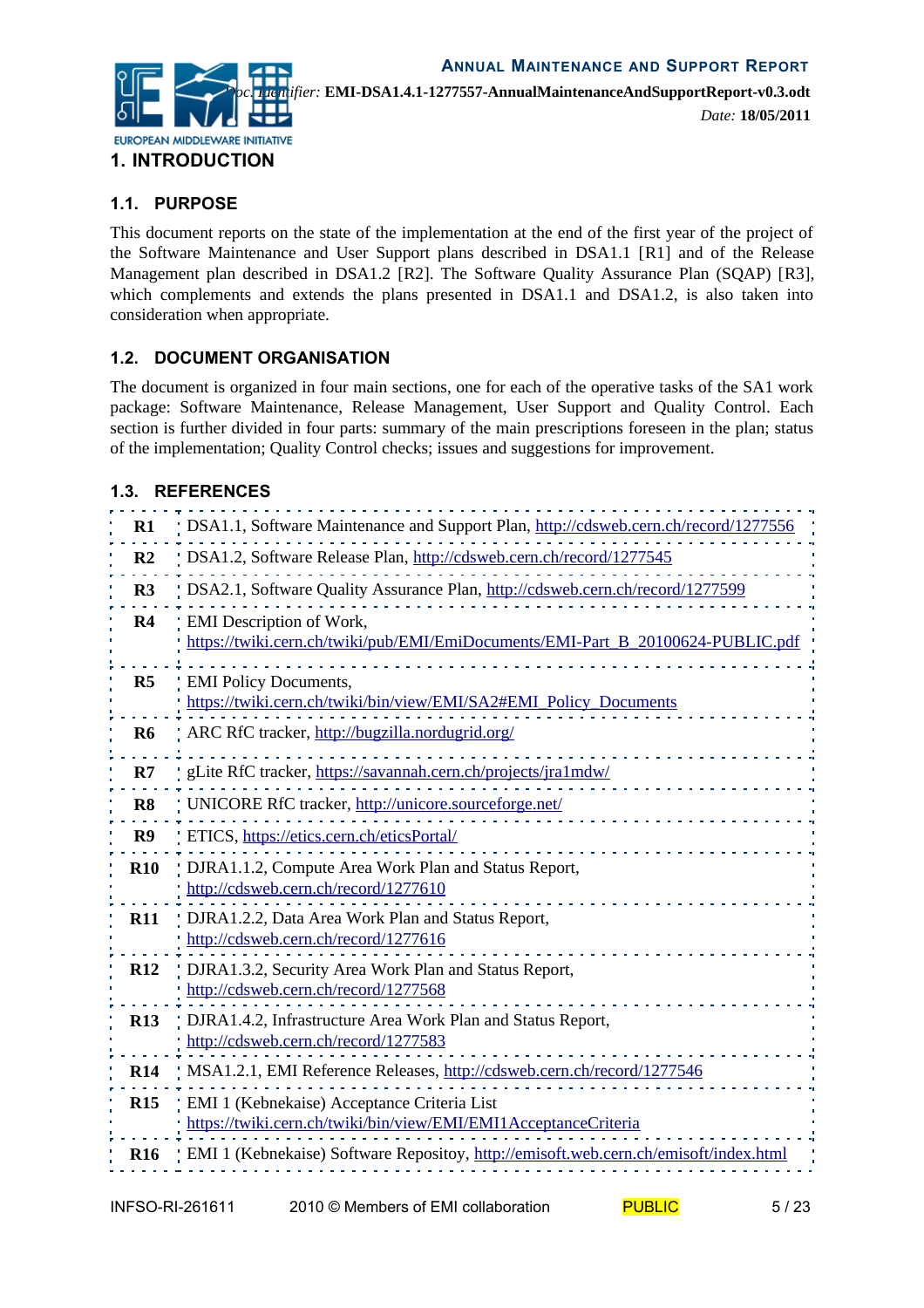# 1. INTRODUCTION

## 1.1. PURPOSE

This document reports on the state of the implementation at the end of the first year of the project of the Software Maintenance and User Support plans described in DSA1.1 [R1] and of the Release Management plan described in DSA1.2 [R2]. The Software Quality Assurance Plan (SQAP) [R3], which complements and extends the plans presented in DSA1.1 and DSA1.2, is also taken into consideration when appropriate.

## 1.2. DOCUMENT ORGANISATION

The document is organized in four main sections, one for each of the operative tasks of the SA1 work package: Software Maintenance, Release Management, User Support and Quality Control. Each section is further divided in four parts: summary of the main prescriptions foreseen in the plan; status of the implementation; Quality Control checks; issues and suggestions for improvement.

## 1.3. REFERENCES

| | |
|---|---|
| **R1** | DSA1.1, Software Maintenance and Support Plan, http://cdsweb.cern.ch/record/1277556 |
| **R2** | DSA1.2, Software Release Plan, http://cdsweb.cern.ch/record/1277545 |
| **R3** | DSA2.1, Software Quality Assurance Plan, http://cdsweb.cern.ch/record/1277599 |
| **R4** | EMI Description of Work, https://twiki.cern.ch/twiki/pub/EMI/EmiDocuments/EMI-Part_B_20100624-PUBLIC.pdf |
| **R5** | EMI Policy Documents, https://twiki.cern.ch/twiki/bin/view/EMI/SA2#EMI_Policy_Documents |
| **R6** | ARC RfC tracker, http://bugzilla.nordugrid.org/ |
| **R7** | gLite RfC tracker, https://savannah.cern.ch/projects/jra1mdw/ |
| **R8** | UNICORE RfC tracker, http://unicore.sourceforge.net/ |
| **R9** | ETICS, https://etics.cern.ch/eticsPortal/ |
| **R10** | DJRA1.1.2, Compute Area Work Plan and Status Report, http://cdsweb.cern.ch/record/1277610 |
| **R11** | DJRA1.2.2, Data Area Work Plan and Status Report, http://cdsweb.cern.ch/record/1277616 |
| **R12** | DJRA1.3.2, Security Area Work Plan and Status Report, http://cdsweb.cern.ch/record/1277568 |
| **R13** | DJRA1.4.2, Infrastructure Area Work Plan and Status Report, http://cdsweb.cern.ch/record/1277583 |
| **R14** | MSA1.2.1, EMI Reference Releases, http://cdsweb.cern.ch/record/1277546 |
| **R15** | EMI 1 (Kebnekaise) Acceptance Criteria List https://twiki.cern.ch/twiki/bin/view/EMI/EMI1AcceptanceCriteria |
| **R16** | EMI 1 (Kebnekaise) Software Repositoy, http://emisoft.web.cern.ch/emisoft/index.html |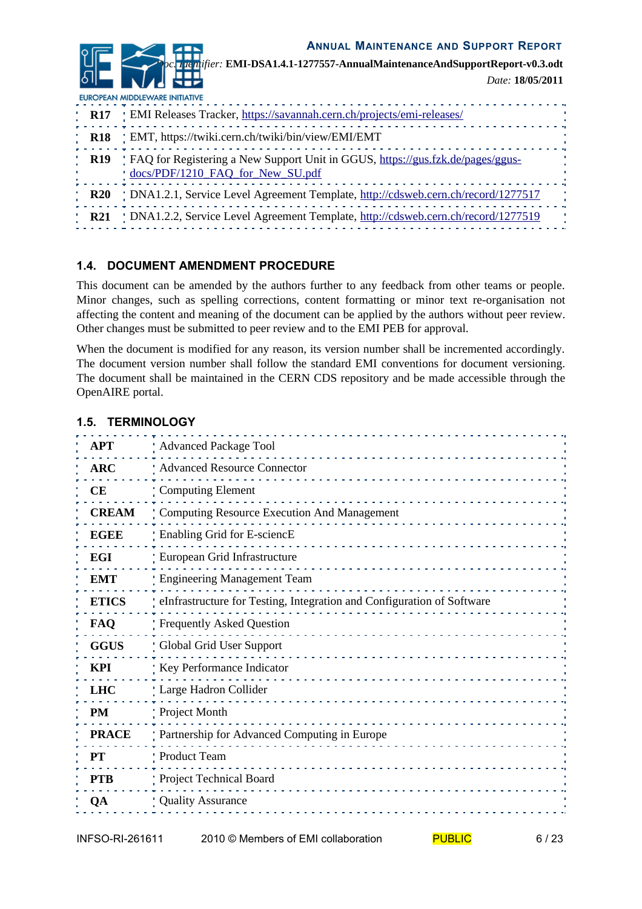| | |
|---|---|
| **R17** | EMI Releases Tracker, https://savannah.cern.ch/projects/emi-releases/ |
| **R18** | EMT, https://twiki.cern.ch/twiki/bin/view/EMI/EMT |
| **R19** | FAQ for Registering a New Support Unit in GGUS, https://gus.fzk.de/pages/ggus-docs/PDF/1210_FAQ_for_New_SU.pdf |
| **R20** | DNA1.2.1, Service Level Agreement Template, http://cdsweb.cern.ch/record/1277517 |
| **R21** | DNA1.2.2, Service Level Agreement Template, http://cdsweb.cern.ch/record/1277519 |

## 1.4. DOCUMENT AMENDMENT PROCEDURE

This document can be amended by the authors further to any feedback from other teams or people. Minor changes, such as spelling corrections, content formatting or minor text re-organisation not affecting the content and meaning of the document can be applied by the authors without peer review. Other changes must be submitted to peer review and to the EMI PEB for approval.

When the document is modified for any reason, its version number shall be incremented accordingly. The document version number shall follow the standard EMI conventions for document versioning. The document shall be maintained in the CERN CDS repository and be made accessible through the OpenAIRE portal.

## 1.5. TERMINOLOGY

| | |
|---|---|
| **APT** | Advanced Package Tool |
| **ARC** | Advanced Resource Connector |
| **CE** | Computing Element |
| **CREAM** | Computing Resource Execution And Management |
| **EGEE** | Enabling Grid for E-sciencE |
| **EGI** | European Grid Infrastructure |
| **EMT** | Engineering Management Team |
| **ETICS** | eInfrastructure for Testing, Integration and Configuration of Software |
| **FAQ** | Frequently Asked Question |
| **GGUS** | Global Grid User Support |
| **KPI** | Key Performance Indicator |
| **LHC** | Large Hadron Collider |
| **PM** | Project Month |
| **PRACE** | Partnership for Advanced Computing in Europe |
| **PT** | Product Team |
| **PTB** | Project Technical Board |
| **QA** | Quality Assurance |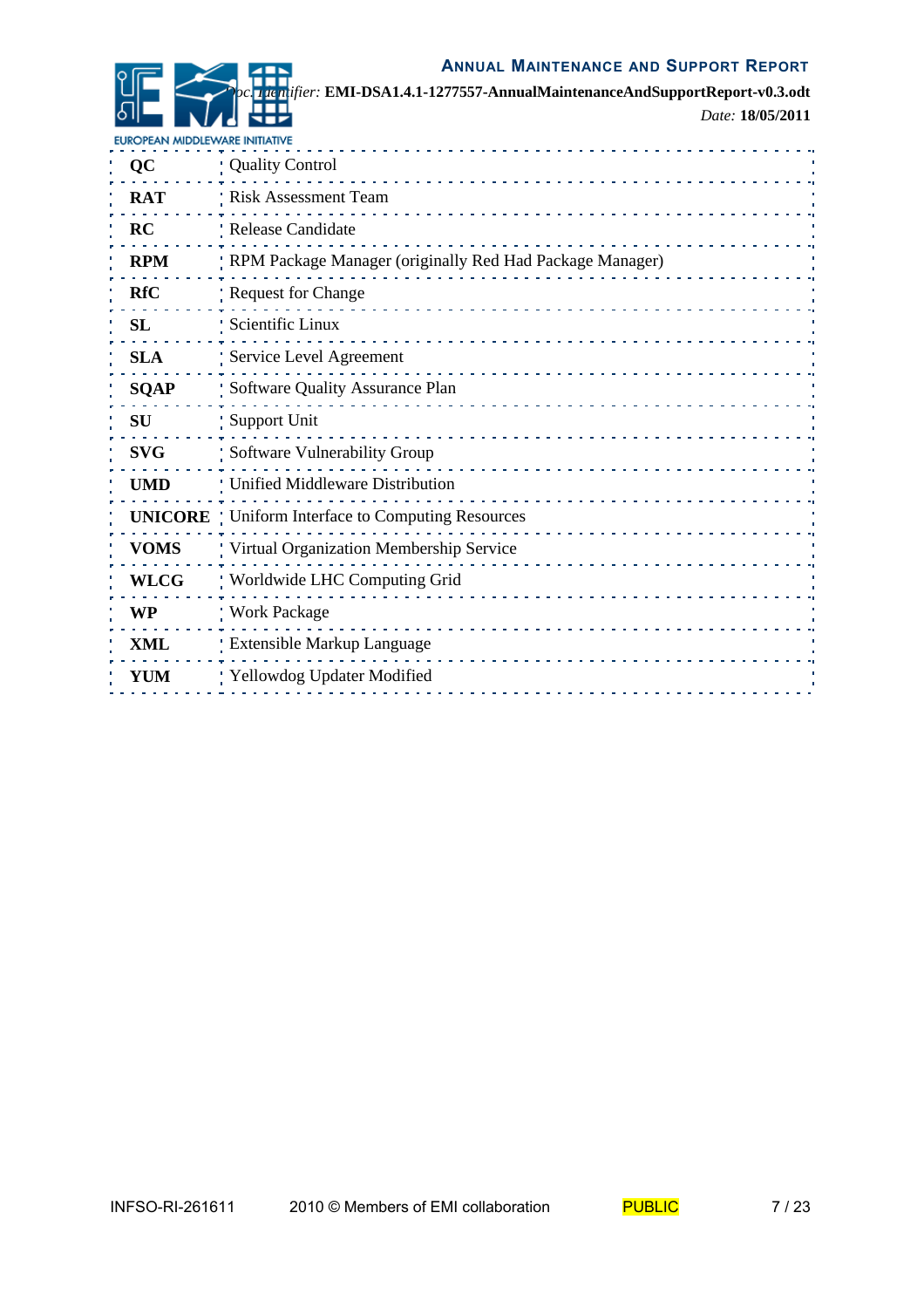| | |
|---|---|
| **QC** | Quality Control |
| **RAT** | Risk Assessment Team |
| **RC** | Release Candidate |
| **RPM** | RPM Package Manager (originally Red Had Package Manager) |
| **RfC** | Request for Change |
| **SL** | Scientific Linux |
| **SLA** | Service Level Agreement |
| **SQAP** | Software Quality Assurance Plan |
| **SU** | Support Unit |
| **SVG** | Software Vulnerability Group |
| **UMD** | Unified Middleware Distribution |
| **UNICORE** | Uniform Interface to Computing Resources |
| **VOMS** | Virtual Organization Membership Service |
| **WLCG** | Worldwide LHC Computing Grid |
| **WP** | Work Package |
| **XML** | Extensible Markup Language |
| **YUM** | Yellowdog Updater Modified |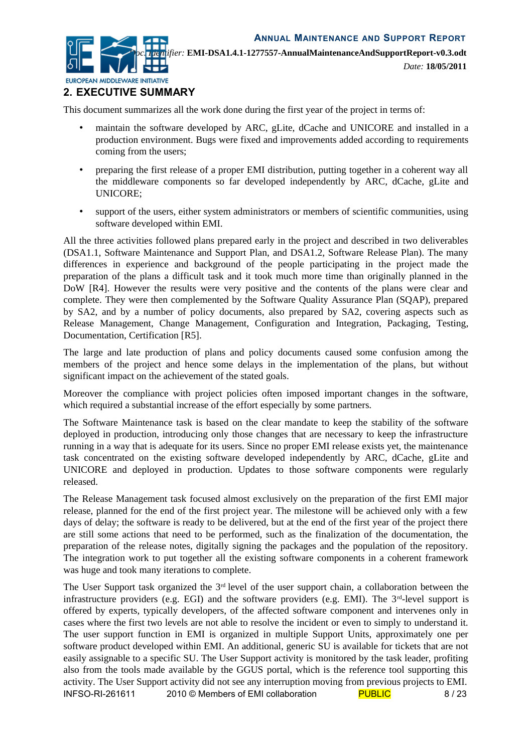## 2. EXECUTIVE SUMMARY

This document summarizes all the work done during the first year of the project in terms of:

- maintain the software developed by ARC, gLite, dCache and UNICORE and installed in a production environment. Bugs were fixed and improvements added according to requirements coming from the users;
- preparing the first release of a proper EMI distribution, putting together in a coherent way all the middleware components so far developed independently by ARC, dCache, gLite and UNICORE;
- support of the users, either system administrators or members of scientific communities, using software developed within EMI.

All the three activities followed plans prepared early in the project and described in two deliverables (DSA1.1, Software Maintenance and Support Plan, and DSA1.2, Software Release Plan). The many differences in experience and background of the people participating in the project made the preparation of the plans a difficult task and it took much more time than originally planned in the DoW [R4]. However the results were very positive and the contents of the plans were clear and complete. They were then complemented by the Software Quality Assurance Plan (SQAP), prepared by SA2, and by a number of policy documents, also prepared by SA2, covering aspects such as Release Management, Change Management, Configuration and Integration, Packaging, Testing, Documentation, Certification [R5].

The large and late production of plans and policy documents caused some confusion among the members of the project and hence some delays in the implementation of the plans, but without significant impact on the achievement of the stated goals.

Moreover the compliance with project policies often imposed important changes in the software, which required a substantial increase of the effort especially by some partners.

The Software Maintenance task is based on the clear mandate to keep the stability of the software deployed in production, introducing only those changes that are necessary to keep the infrastructure running in a way that is adequate for its users. Since no proper EMI release exists yet, the maintenance task concentrated on the existing software developed independently by ARC, dCache, gLite and UNICORE and deployed in production. Updates to those software components were regularly released.

The Release Management task focused almost exclusively on the preparation of the first EMI major release, planned for the end of the first project year. The milestone will be achieved only with a few days of delay; the software is ready to be delivered, but at the end of the first year of the project there are still some actions that need to be performed, such as the finalization of the documentation, the preparation of the release notes, digitally signing the packages and the population of the repository. The integration work to put together all the existing software components in a coherent framework was huge and took many iterations to complete.

The User Support task organized the 3rd level of the user support chain, a collaboration between the infrastructure providers (e.g. EGI) and the software providers (e.g. EMI). The 3rd-level support is offered by experts, typically developers, of the affected software component and intervenes only in cases where the first two levels are not able to resolve the incident or even to simply to understand it. The user support function in EMI is organized in multiple Support Units, approximately one per software product developed within EMI. An additional, generic SU is available for tickets that are not easily assignable to a specific SU. The User Support activity is monitored by the task leader, profiting also from the tools made available by the GGUS portal, which is the reference tool supporting this activity. The User Support activity did not see any interruption moving from previous projects to EMI.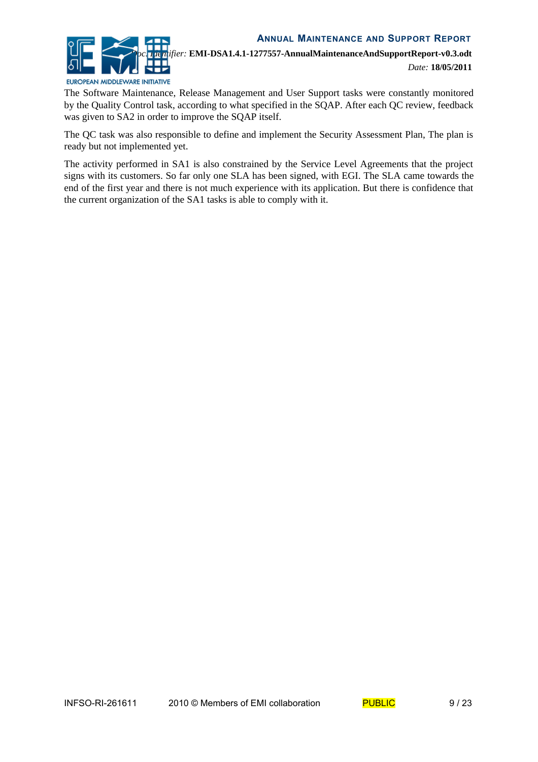The Software Maintenance, Release Management and User Support tasks were constantly monitored by the Quality Control task, according to what specified in the SQAP. After each QC review, feedback was given to SA2 in order to improve the SQAP itself.

The QC task was also responsible to define and implement the Security Assessment Plan, The plan is ready but not implemented yet.

The activity performed in SA1 is also constrained by the Service Level Agreements that the project signs with its customers. So far only one SLA has been signed, with EGI. The SLA came towards the end of the first year and there is not much experience with its application. But there is confidence that the current organization of the SA1 tasks is able to comply with it.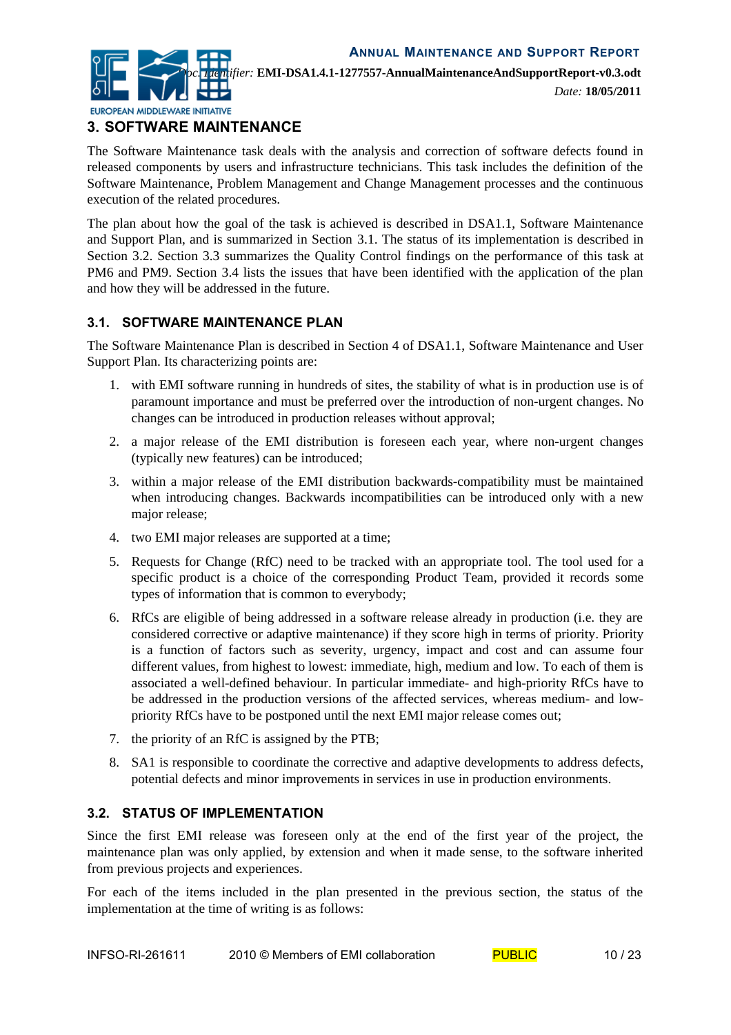# 3. SOFTWARE MAINTENANCE

The Software Maintenance task deals with the analysis and correction of software defects found in released components by users and infrastructure technicians. This task includes the definition of the Software Maintenance, Problem Management and Change Management processes and the continuous execution of the related procedures.

The plan about how the goal of the task is achieved is described in DSA1.1, Software Maintenance and Support Plan, and is summarized in Section 3.1. The status of its implementation is described in Section 3.2. Section 3.3 summarizes the Quality Control findings on the performance of this task at PM6 and PM9. Section 3.4 lists the issues that have been identified with the application of the plan and how they will be addressed in the future.

## 3.1. SOFTWARE MAINTENANCE PLAN

The Software Maintenance Plan is described in Section 4 of DSA1.1, Software Maintenance and User Support Plan. Its characterizing points are:

1. with EMI software running in hundreds of sites, the stability of what is in production use is of paramount importance and must be preferred over the introduction of non-urgent changes. No changes can be introduced in production releases without approval;
2. a major release of the EMI distribution is foreseen each year, where non-urgent changes (typically new features) can be introduced;
3. within a major release of the EMI distribution backwards-compatibility must be maintained when introducing changes. Backwards incompatibilities can be introduced only with a new major release;
4. two EMI major releases are supported at a time;
5. Requests for Change (RfC) need to be tracked with an appropriate tool. The tool used for a specific product is a choice of the corresponding Product Team, provided it records some types of information that is common to everybody;
6. RfCs are eligible of being addressed in a software release already in production (i.e. they are considered corrective or adaptive maintenance) if they score high in terms of priority. Priority is a function of factors such as severity, urgency, impact and cost and can assume four different values, from highest to lowest: immediate, high, medium and low. To each of them is associated a well-defined behaviour. In particular immediate- and high-priority RfCs have to be addressed in the production versions of the affected services, whereas medium- and low-priority RfCs have to be postponed until the next EMI major release comes out;
7. the priority of an RfC is assigned by the PTB;
8. SA1 is responsible to coordinate the corrective and adaptive developments to address defects, potential defects and minor improvements in services in use in production environments.

## 3.2. STATUS OF IMPLEMENTATION

Since the first EMI release was foreseen only at the end of the first year of the project, the maintenance plan was only applied, by extension and when it made sense, to the software inherited from previous projects and experiences.

For each of the items included in the plan presented in the previous section, the status of the implementation at the time of writing is as follows: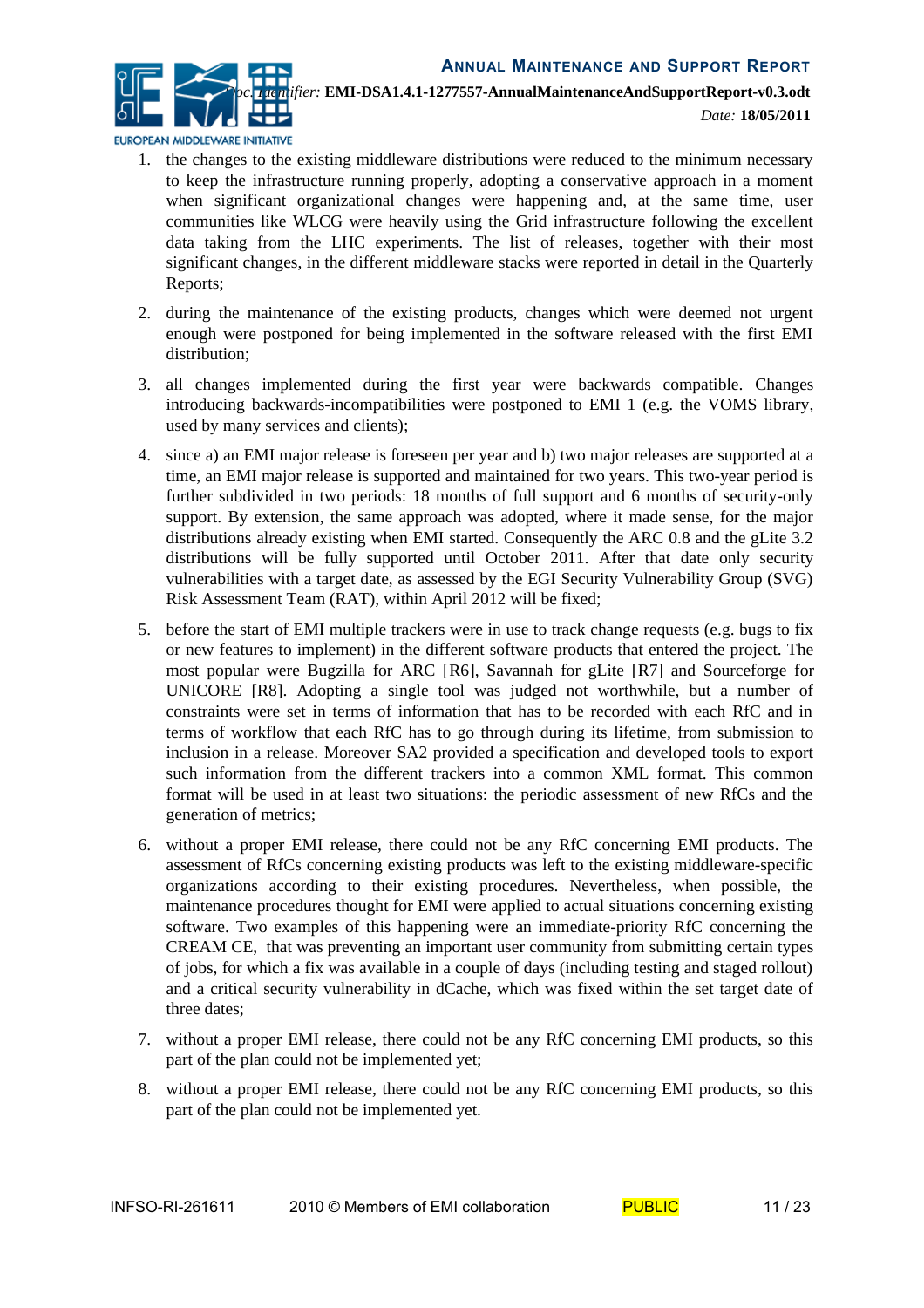1. the changes to the existing middleware distributions were reduced to the minimum necessary to keep the infrastructure running properly, adopting a conservative approach in a moment when significant organizational changes were happening and, at the same time, user communities like WLCG were heavily using the Grid infrastructure following the excellent data taking from the LHC experiments. The list of releases, together with their most significant changes, in the different middleware stacks were reported in detail in the Quarterly Reports;

2. during the maintenance of the existing products, changes which were deemed not urgent enough were postponed for being implemented in the software released with the first EMI distribution;

3. all changes implemented during the first year were backwards compatible. Changes introducing backwards-incompatibilities were postponed to EMI 1 (e.g. the VOMS library, used by many services and clients);

4. since a) an EMI major release is foreseen per year and b) two major releases are supported at a time, an EMI major release is supported and maintained for two years. This two-year period is further subdivided in two periods: 18 months of full support and 6 months of security-only support. By extension, the same approach was adopted, where it made sense, for the major distributions already existing when EMI started. Consequently the ARC 0.8 and the gLite 3.2 distributions will be fully supported until October 2011. After that date only security vulnerabilities with a target date, as assessed by the EGI Security Vulnerability Group (SVG) Risk Assessment Team (RAT), within April 2012 will be fixed;

5. before the start of EMI multiple trackers were in use to track change requests (e.g. bugs to fix or new features to implement) in the different software products that entered the project. The most popular were Bugzilla for ARC [R6], Savannah for gLite [R7] and Sourceforge for UNICORE [R8]. Adopting a single tool was judged not worthwhile, but a number of constraints were set in terms of information that has to be recorded with each RfC and in terms of workflow that each RfC has to go through during its lifetime, from submission to inclusion in a release. Moreover SA2 provided a specification and developed tools to export such information from the different trackers into a common XML format. This common format will be used in at least two situations: the periodic assessment of new RfCs and the generation of metrics;

6. without a proper EMI release, there could not be any RfC concerning EMI products. The assessment of RfCs concerning existing products was left to the existing middleware-specific organizations according to their existing procedures. Nevertheless, when possible, the maintenance procedures thought for EMI were applied to actual situations concerning existing software. Two examples of this happening were an immediate-priority RfC concerning the CREAM CE, that was preventing an important user community from submitting certain types of jobs, for which a fix was available in a couple of days (including testing and staged rollout) and a critical security vulnerability in dCache, which was fixed within the set target date of three dates;

7. without a proper EMI release, there could not be any RfC concerning EMI products, so this part of the plan could not be implemented yet;

8. without a proper EMI release, there could not be any RfC concerning EMI products, so this part of the plan could not be implemented yet.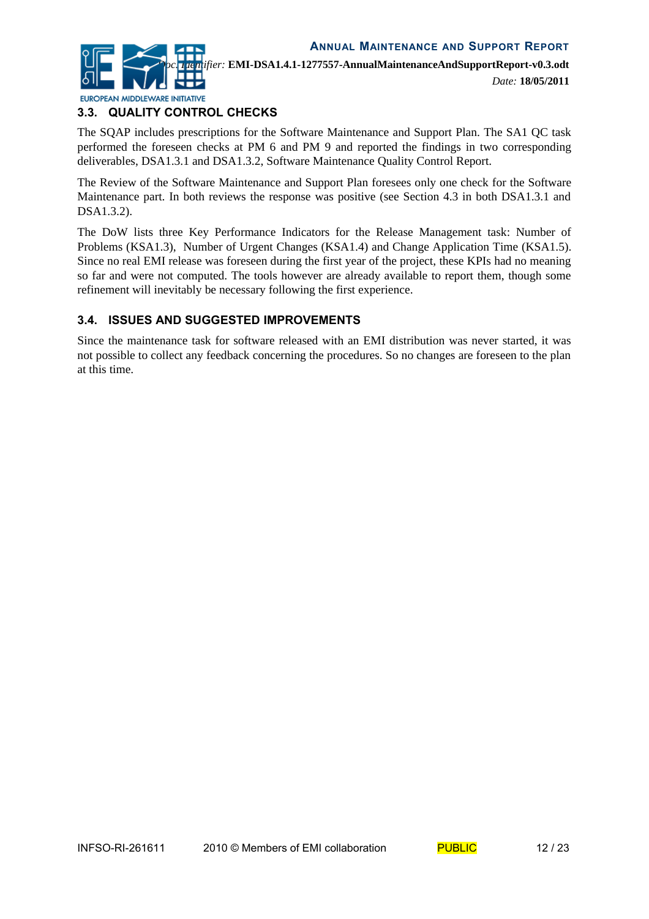## 3.3. QUALITY CONTROL CHECKS

The SQAP includes prescriptions for the Software Maintenance and Support Plan. The SA1 QC task performed the foreseen checks at PM 6 and PM 9 and reported the findings in two corresponding deliverables, DSA1.3.1 and DSA1.3.2, Software Maintenance Quality Control Report.

The Review of the Software Maintenance and Support Plan foresees only one check for the Software Maintenance part. In both reviews the response was positive (see Section 4.3 in both DSA1.3.1 and DSA1.3.2).

The DoW lists three Key Performance Indicators for the Release Management task: Number of Problems (KSA1.3), Number of Urgent Changes (KSA1.4) and Change Application Time (KSA1.5). Since no real EMI release was foreseen during the first year of the project, these KPIs had no meaning so far and were not computed. The tools however are already available to report them, though some refinement will inevitably be necessary following the first experience.

## 3.4. ISSUES AND SUGGESTED IMPROVEMENTS

Since the maintenance task for software released with an EMI distribution was never started, it was not possible to collect any feedback concerning the procedures. So no changes are foreseen to the plan at this time.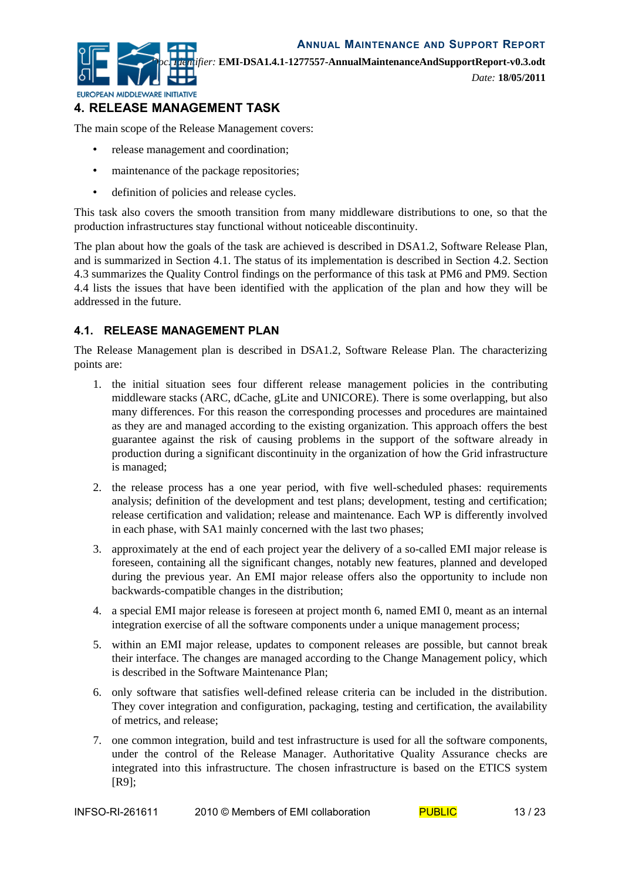# 4. RELEASE MANAGEMENT TASK

The main scope of the Release Management covers:

- release management and coordination;
- maintenance of the package repositories;
- definition of policies and release cycles.

This task also covers the smooth transition from many middleware distributions to one, so that the production infrastructures stay functional without noticeable discontinuity.

The plan about how the goals of the task are achieved is described in DSA1.2, Software Release Plan, and is summarized in Section 4.1. The status of its implementation is described in Section 4.2. Section 4.3 summarizes the Quality Control findings on the performance of this task at PM6 and PM9. Section 4.4 lists the issues that have been identified with the application of the plan and how they will be addressed in the future.

## 4.1. RELEASE MANAGEMENT PLAN

The Release Management plan is described in DSA1.2, Software Release Plan. The characterizing points are:

1. the initial situation sees four different release management policies in the contributing middleware stacks (ARC, dCache, gLite and UNICORE). There is some overlapping, but also many differences. For this reason the corresponding processes and procedures are maintained as they are and managed according to the existing organization. This approach offers the best guarantee against the risk of causing problems in the support of the software already in production during a significant discontinuity in the organization of how the Grid infrastructure is managed;
2. the release process has a one year period, with five well-scheduled phases: requirements analysis; definition of the development and test plans; development, testing and certification; release certification and validation; release and maintenance. Each WP is differently involved in each phase, with SA1 mainly concerned with the last two phases;
3. approximately at the end of each project year the delivery of a so-called EMI major release is foreseen, containing all the significant changes, notably new features, planned and developed during the previous year. An EMI major release offers also the opportunity to include non backwards-compatible changes in the distribution;
4. a special EMI major release is foreseen at project month 6, named EMI 0, meant as an internal integration exercise of all the software components under a unique management process;
5. within an EMI major release, updates to component releases are possible, but cannot break their interface. The changes are managed according to the Change Management policy, which is described in the Software Maintenance Plan;
6. only software that satisfies well-defined release criteria can be included in the distribution. They cover integration and configuration, packaging, testing and certification, the availability of metrics, and release;
7. one common integration, build and test infrastructure is used for all the software components, under the control of the Release Manager. Authoritative Quality Assurance checks are integrated into this infrastructure. The chosen infrastructure is based on the ETICS system [R9];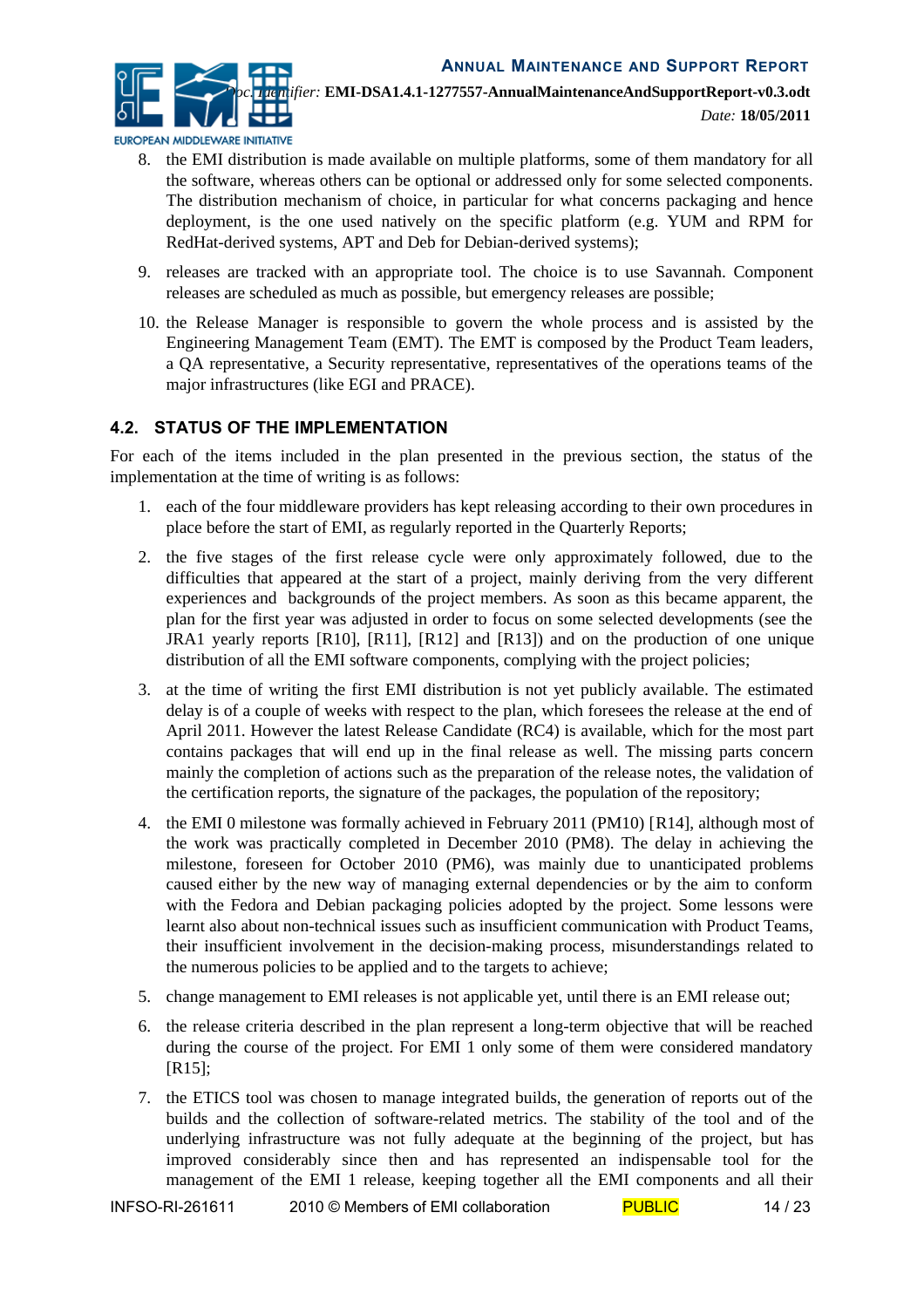8. the EMI distribution is made available on multiple platforms, some of them mandatory for all the software, whereas others can be optional or addressed only for some selected components. The distribution mechanism of choice, in particular for what concerns packaging and hence deployment, is the one used natively on the specific platform (e.g. YUM and RPM for RedHat-derived systems, APT and Deb for Debian-derived systems);

9. releases are tracked with an appropriate tool. The choice is to use Savannah. Component releases are scheduled as much as possible, but emergency releases are possible;

10. the Release Manager is responsible to govern the whole process and is assisted by the Engineering Management Team (EMT). The EMT is composed by the Product Team leaders, a QA representative, a Security representative, representatives of the operations teams of the major infrastructures (like EGI and PRACE).

## 4.2. STATUS OF THE IMPLEMENTATION

For each of the items included in the plan presented in the previous section, the status of the implementation at the time of writing is as follows:

1. each of the four middleware providers has kept releasing according to their own procedures in place before the start of EMI, as regularly reported in the Quarterly Reports;

2. the five stages of the first release cycle were only approximately followed, due to the difficulties that appeared at the start of a project, mainly deriving from the very different experiences and backgrounds of the project members. As soon as this became apparent, the plan for the first year was adjusted in order to focus on some selected developments (see the JRA1 yearly reports [R10], [R11], [R12] and [R13]) and on the production of one unique distribution of all the EMI software components, complying with the project policies;

3. at the time of writing the first EMI distribution is not yet publicly available. The estimated delay is of a couple of weeks with respect to the plan, which foresees the release at the end of April 2011. However the latest Release Candidate (RC4) is available, which for the most part contains packages that will end up in the final release as well. The missing parts concern mainly the completion of actions such as the preparation of the release notes, the validation of the certification reports, the signature of the packages, the population of the repository;

4. the EMI 0 milestone was formally achieved in February 2011 (PM10) [R14], although most of the work was practically completed in December 2010 (PM8). The delay in achieving the milestone, foreseen for October 2010 (PM6), was mainly due to unanticipated problems caused either by the new way of managing external dependencies or by the aim to conform with the Fedora and Debian packaging policies adopted by the project. Some lessons were learnt also about non-technical issues such as insufficient communication with Product Teams, their insufficient involvement in the decision-making process, misunderstandings related to the numerous policies to be applied and to the targets to achieve;

5. change management to EMI releases is not applicable yet, until there is an EMI release out;

6. the release criteria described in the plan represent a long-term objective that will be reached during the course of the project. For EMI 1 only some of them were considered mandatory [R15];

7. the ETICS tool was chosen to manage integrated builds, the generation of reports out of the builds and the collection of software-related metrics. The stability of the tool and of the underlying infrastructure was not fully adequate at the beginning of the project, but has improved considerably since then and has represented an indispensable tool for the management of the EMI 1 release, keeping together all the EMI components and all their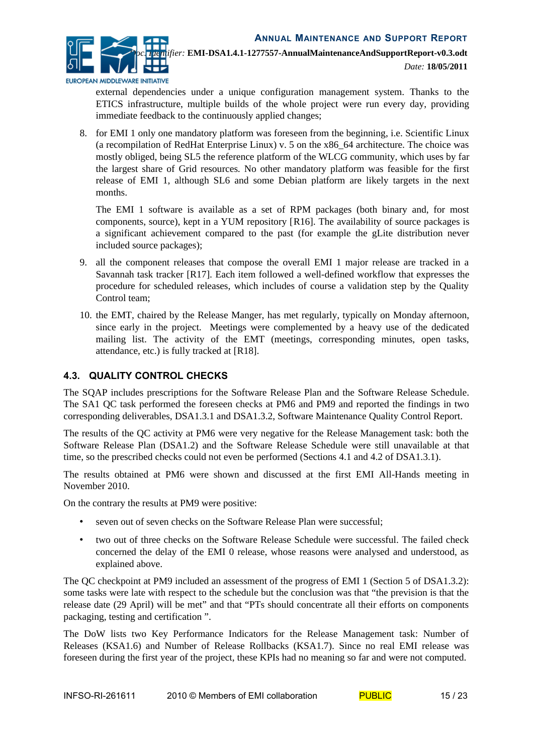external dependencies under a unique configuration management system. Thanks to the ETICS infrastructure, multiple builds of the whole project were run every day, providing immediate feedback to the continuously applied changes;

8. for EMI 1 only one mandatory platform was foreseen from the beginning, i.e. Scientific Linux (a recompilation of RedHat Enterprise Linux) v. 5 on the x86_64 architecture. The choice was mostly obliged, being SL5 the reference platform of the WLCG community, which uses by far the largest share of Grid resources. No other mandatory platform was feasible for the first release of EMI 1, although SL6 and some Debian platform are likely targets in the next months.

   The EMI 1 software is available as a set of RPM packages (both binary and, for most components, source), kept in a YUM repository [R16]. The availability of source packages is a significant achievement compared to the past (for example the gLite distribution never included source packages);

9. all the component releases that compose the overall EMI 1 major release are tracked in a Savannah task tracker [R17]. Each item followed a well-defined workflow that expresses the procedure for scheduled releases, which includes of course a validation step by the Quality Control team;

10. the EMT, chaired by the Release Manger, has met regularly, typically on Monday afternoon, since early in the project. Meetings were complemented by a heavy use of the dedicated mailing list. The activity of the EMT (meetings, corresponding minutes, open tasks, attendance, etc.) is fully tracked at [R18].

## 4.3. QUALITY CONTROL CHECKS

The SQAP includes prescriptions for the Software Release Plan and the Software Release Schedule. The SA1 QC task performed the foreseen checks at PM6 and PM9 and reported the findings in two corresponding deliverables, DSA1.3.1 and DSA1.3.2, Software Maintenance Quality Control Report.

The results of the QC activity at PM6 were very negative for the Release Management task: both the Software Release Plan (DSA1.2) and the Software Release Schedule were still unavailable at that time, so the prescribed checks could not even be performed (Sections 4.1 and 4.2 of DSA1.3.1).

The results obtained at PM6 were shown and discussed at the first EMI All-Hands meeting in November 2010.

On the contrary the results at PM9 were positive:

- seven out of seven checks on the Software Release Plan were successful;
- two out of three checks on the Software Release Schedule were successful. The failed check concerned the delay of the EMI 0 release, whose reasons were analysed and understood, as explained above.

The QC checkpoint at PM9 included an assessment of the progress of EMI 1 (Section 5 of DSA1.3.2): some tasks were late with respect to the schedule but the conclusion was that "the prevision is that the release date (29 April) will be met" and that "PTs should concentrate all their efforts on components packaging, testing and certification ".

The DoW lists two Key Performance Indicators for the Release Management task: Number of Releases (KSA1.6) and Number of Release Rollbacks (KSA1.7). Since no real EMI release was foreseen during the first year of the project, these KPIs had no meaning so far and were not computed.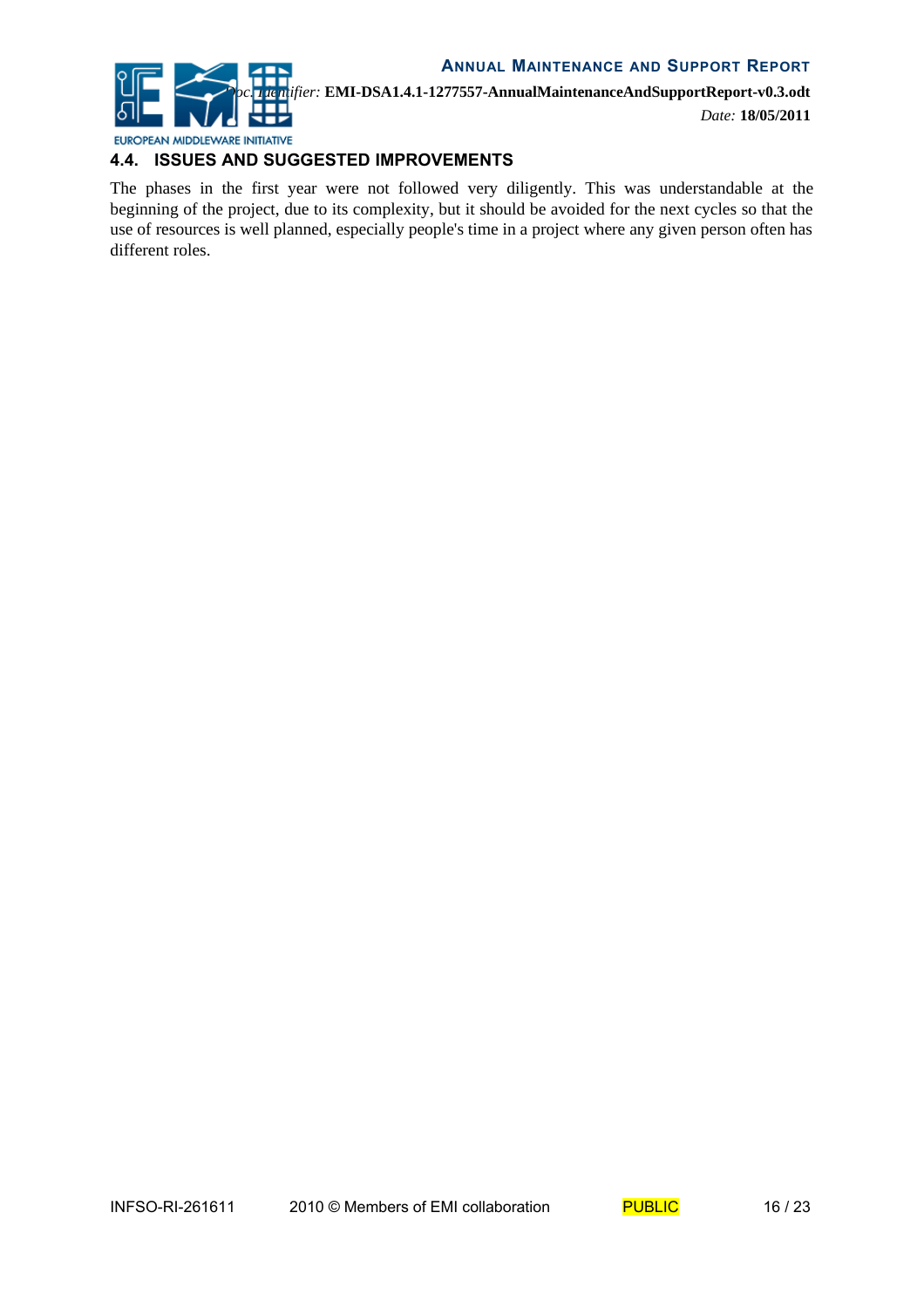## 4.4. ISSUES AND SUGGESTED IMPROVEMENTS

The phases in the first year were not followed very diligently. This was understandable at the beginning of the project, due to its complexity, but it should be avoided for the next cycles so that the use of resources is well planned, especially people's time in a project where any given person often has different roles.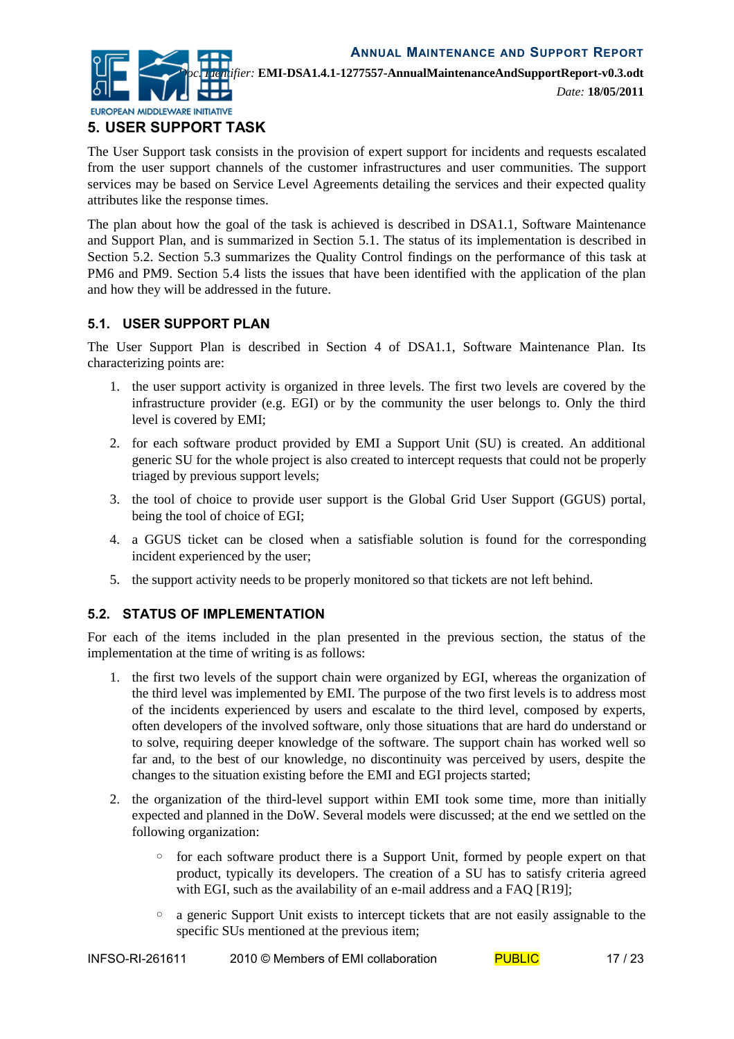# 5. USER SUPPORT TASK

The User Support task consists in the provision of expert support for incidents and requests escalated from the user support channels of the customer infrastructures and user communities. The support services may be based on Service Level Agreements detailing the services and their expected quality attributes like the response times.

The plan about how the goal of the task is achieved is described in DSA1.1, Software Maintenance and Support Plan, and is summarized in Section 5.1. The status of its implementation is described in Section 5.2. Section 5.3 summarizes the Quality Control findings on the performance of this task at PM6 and PM9. Section 5.4 lists the issues that have been identified with the application of the plan and how they will be addressed in the future.

## 5.1. USER SUPPORT PLAN

The User Support Plan is described in Section 4 of DSA1.1, Software Maintenance Plan. Its characterizing points are:

1. the user support activity is organized in three levels. The first two levels are covered by the infrastructure provider (e.g. EGI) or by the community the user belongs to. Only the third level is covered by EMI;
2. for each software product provided by EMI a Support Unit (SU) is created. An additional generic SU for the whole project is also created to intercept requests that could not be properly triaged by previous support levels;
3. the tool of choice to provide user support is the Global Grid User Support (GGUS) portal, being the tool of choice of EGI;
4. a GGUS ticket can be closed when a satisfiable solution is found for the corresponding incident experienced by the user;
5. the support activity needs to be properly monitored so that tickets are not left behind.

## 5.2. STATUS OF IMPLEMENTATION

For each of the items included in the plan presented in the previous section, the status of the implementation at the time of writing is as follows:

1. the first two levels of the support chain were organized by EGI, whereas the organization of the third level was implemented by EMI. The purpose of the two first levels is to address most of the incidents experienced by users and escalate to the third level, composed by experts, often developers of the involved software, only those situations that are hard do understand or to solve, requiring deeper knowledge of the software. The support chain has worked well so far and, to the best of our knowledge, no discontinuity was perceived by users, despite the changes to the situation existing before the EMI and EGI projects started;
2. the organization of the third-level support within EMI took some time, more than initially expected and planned in the DoW. Several models were discussed; at the end we settled on the following organization:
    - for each software product there is a Support Unit, formed by people expert on that product, typically its developers. The creation of a SU has to satisfy criteria agreed with EGI, such as the availability of an e-mail address and a FAQ [R19];
    - a generic Support Unit exists to intercept tickets that are not easily assignable to the specific SUs mentioned at the previous item;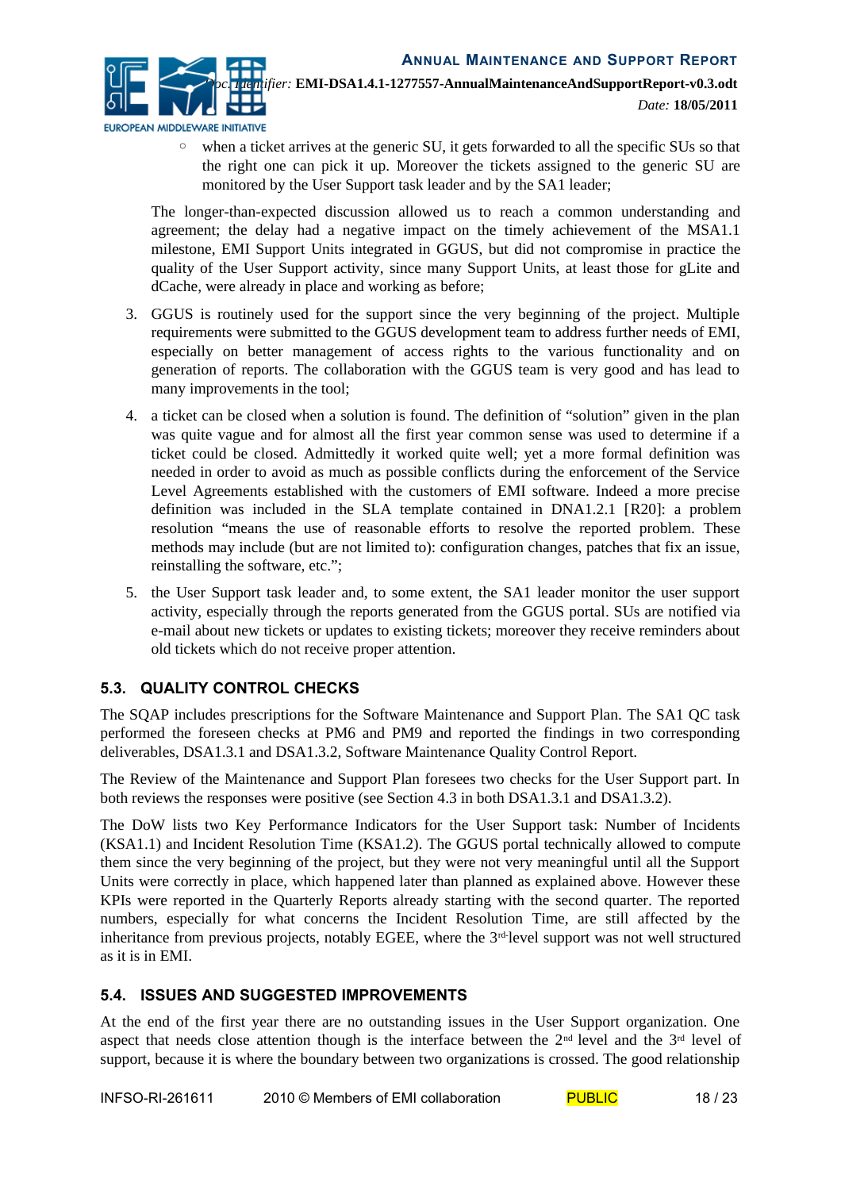- when a ticket arrives at the generic SU, it gets forwarded to all the specific SUs so that the right one can pick it up. Moreover the tickets assigned to the generic SU are monitored by the User Support task leader and by the SA1 leader;

   The longer-than-expected discussion allowed us to reach a common understanding and agreement; the delay had a negative impact on the timely achievement of the MSA1.1 milestone, EMI Support Units integrated in GGUS, but did not compromise in practice the quality of the User Support activity, since many Support Units, at least those for gLite and dCache, were already in place and working as before;

3. GGUS is routinely used for the support since the very beginning of the project. Multiple requirements were submitted to the GGUS development team to address further needs of EMI, especially on better management of access rights to the various functionality and on generation of reports. The collaboration with the GGUS team is very good and has lead to many improvements in the tool;

4. a ticket can be closed when a solution is found. The definition of "solution" given in the plan was quite vague and for almost all the first year common sense was used to determine if a ticket could be closed. Admittedly it worked quite well; yet a more formal definition was needed in order to avoid as much as possible conflicts during the enforcement of the Service Level Agreements established with the customers of EMI software. Indeed a more precise definition was included in the SLA template contained in DNA1.2.1 [R20]: a problem resolution "means the use of reasonable efforts to resolve the reported problem. These methods may include (but are not limited to): configuration changes, patches that fix an issue, reinstalling the software, etc.";

5. the User Support task leader and, to some extent, the SA1 leader monitor the user support activity, especially through the reports generated from the GGUS portal. SUs are notified via e-mail about new tickets or updates to existing tickets; moreover they receive reminders about old tickets which do not receive proper attention.

## 5.3. QUALITY CONTROL CHECKS

The SQAP includes prescriptions for the Software Maintenance and Support Plan. The SA1 QC task performed the foreseen checks at PM6 and PM9 and reported the findings in two corresponding deliverables, DSA1.3.1 and DSA1.3.2, Software Maintenance Quality Control Report.

The Review of the Maintenance and Support Plan foresees two checks for the User Support part. In both reviews the responses were positive (see Section 4.3 in both DSA1.3.1 and DSA1.3.2).

The DoW lists two Key Performance Indicators for the User Support task: Number of Incidents (KSA1.1) and Incident Resolution Time (KSA1.2). The GGUS portal technically allowed to compute them since the very beginning of the project, but they were not very meaningful until all the Support Units were correctly in place, which happened later than planned as explained above. However these KPIs were reported in the Quarterly Reports already starting with the second quarter. The reported numbers, especially for what concerns the Incident Resolution Time, are still affected by the inheritance from previous projects, notably EGEE, where the 3rd-level support was not well structured as it is in EMI.

## 5.4. ISSUES AND SUGGESTED IMPROVEMENTS

At the end of the first year there are no outstanding issues in the User Support organization. One aspect that needs close attention though is the interface between the 2nd level and the 3rd level of support, because it is where the boundary between two organizations is crossed. The good relationship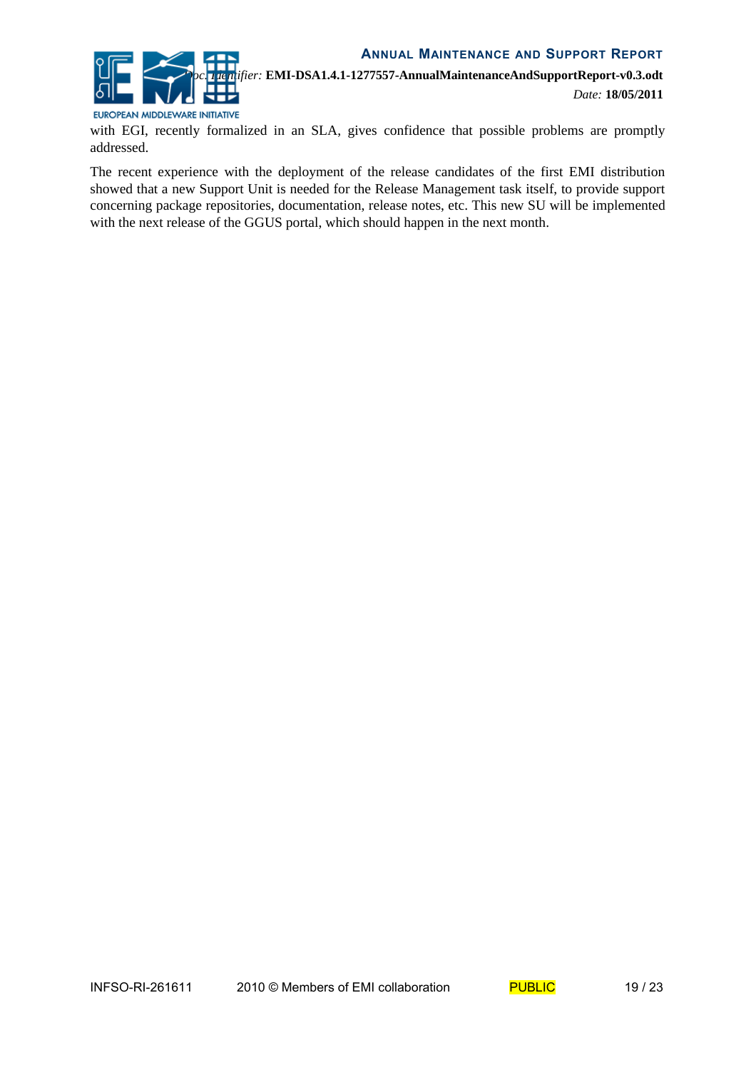with EGI, recently formalized in an SLA, gives confidence that possible problems are promptly addressed.

The recent experience with the deployment of the release candidates of the first EMI distribution showed that a new Support Unit is needed for the Release Management task itself, to provide support concerning package repositories, documentation, release notes, etc. This new SU will be implemented with the next release of the GGUS portal, which should happen in the next month.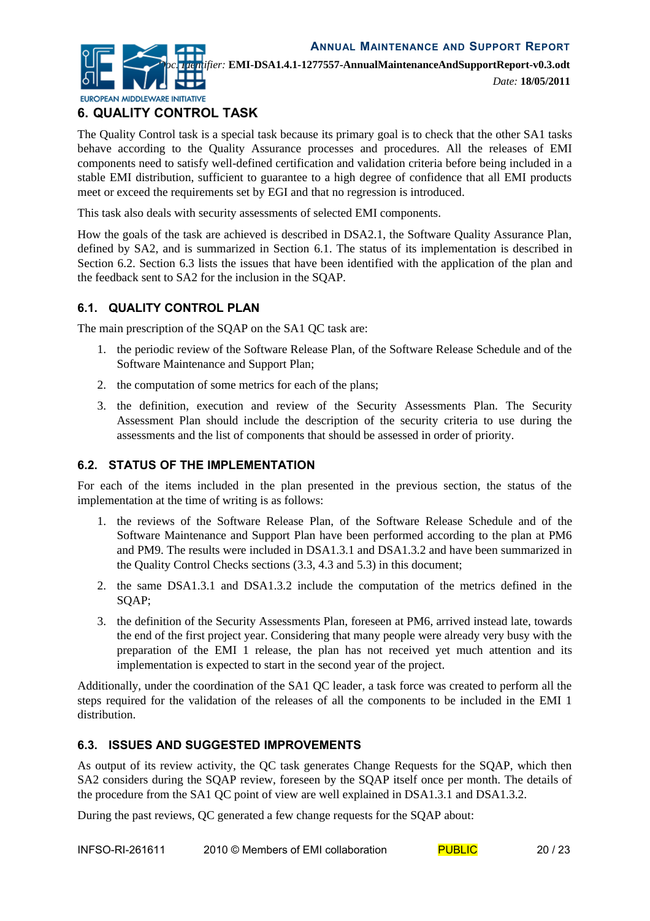# 6. QUALITY CONTROL TASK

The Quality Control task is a special task because its primary goal is to check that the other SA1 tasks behave according to the Quality Assurance processes and procedures. All the releases of EMI components need to satisfy well-defined certification and validation criteria before being included in a stable EMI distribution, sufficient to guarantee to a high degree of confidence that all EMI products meet or exceed the requirements set by EGI and that no regression is introduced.

This task also deals with security assessments of selected EMI components.

How the goals of the task are achieved is described in DSA2.1, the Software Quality Assurance Plan, defined by SA2, and is summarized in Section 6.1. The status of its implementation is described in Section 6.2. Section 6.3 lists the issues that have been identified with the application of the plan and the feedback sent to SA2 for the inclusion in the SQAP.

## 6.1. QUALITY CONTROL PLAN

The main prescription of the SQAP on the SA1 QC task are:

1. the periodic review of the Software Release Plan, of the Software Release Schedule and of the Software Maintenance and Support Plan;
2. the computation of some metrics for each of the plans;
3. the definition, execution and review of the Security Assessments Plan. The Security Assessment Plan should include the description of the security criteria to use during the assessments and the list of components that should be assessed in order of priority.

## 6.2. STATUS OF THE IMPLEMENTATION

For each of the items included in the plan presented in the previous section, the status of the implementation at the time of writing is as follows:

1. the reviews of the Software Release Plan, of the Software Release Schedule and of the Software Maintenance and Support Plan have been performed according to the plan at PM6 and PM9. The results were included in DSA1.3.1 and DSA1.3.2 and have been summarized in the Quality Control Checks sections (3.3, 4.3 and 5.3) in this document;
2. the same DSA1.3.1 and DSA1.3.2 include the computation of the metrics defined in the SQAP;
3. the definition of the Security Assessments Plan, foreseen at PM6, arrived instead late, towards the end of the first project year. Considering that many people were already very busy with the preparation of the EMI 1 release, the plan has not received yet much attention and its implementation is expected to start in the second year of the project.

Additionally, under the coordination of the SA1 QC leader, a task force was created to perform all the steps required for the validation of the releases of all the components to be included in the EMI 1 distribution.

## 6.3. ISSUES AND SUGGESTED IMPROVEMENTS

As output of its review activity, the QC task generates Change Requests for the SQAP, which then SA2 considers during the SQAP review, foreseen by the SQAP itself once per month. The details of the procedure from the SA1 QC point of view are well explained in DSA1.3.1 and DSA1.3.2.

During the past reviews, QC generated a few change requests for the SQAP about: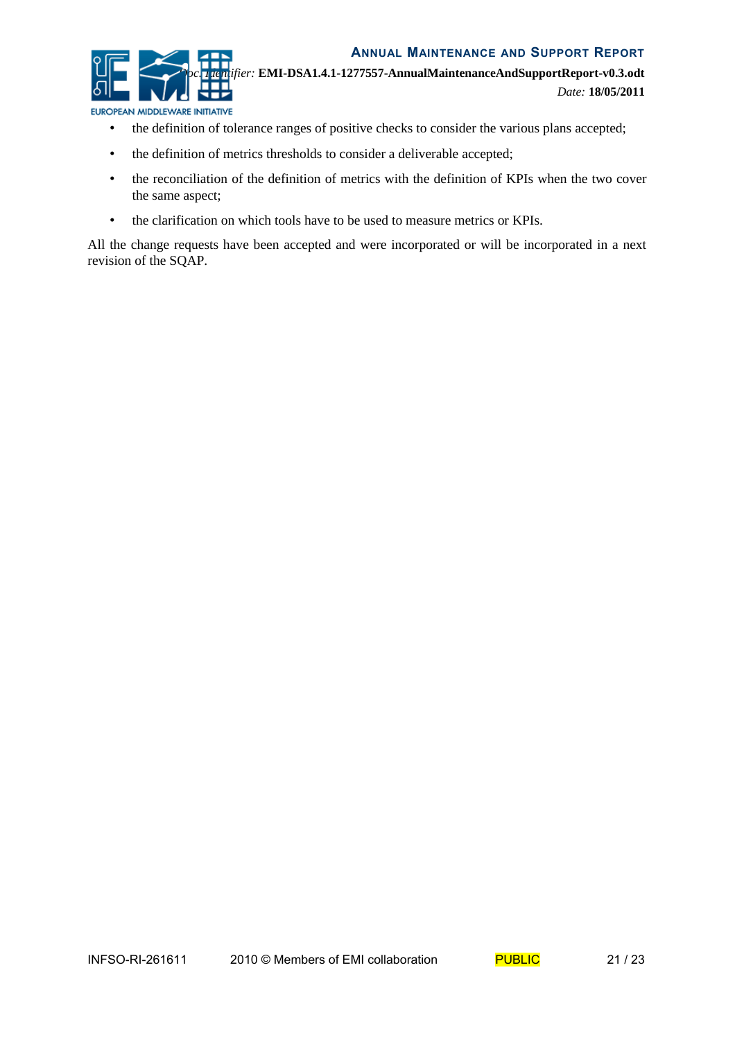- the definition of tolerance ranges of positive checks to consider the various plans accepted;
- the definition of metrics thresholds to consider a deliverable accepted;
- the reconciliation of the definition of metrics with the definition of KPIs when the two cover the same aspect;
- the clarification on which tools have to be used to measure metrics or KPIs.

All the change requests have been accepted and were incorporated or will be incorporated in a next revision of the SQAP.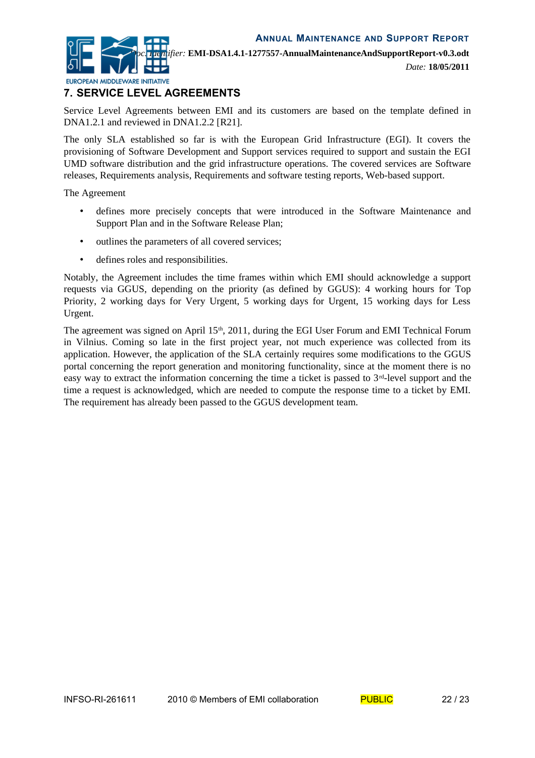# 7. SERVICE LEVEL AGREEMENTS

Service Level Agreements between EMI and its customers are based on the template defined in DNA1.2.1 and reviewed in DNA1.2.2 [R21].

The only SLA established so far is with the European Grid Infrastructure (EGI). It covers the provisioning of Software Development and Support services required to support and sustain the EGI UMD software distribution and the grid infrastructure operations. The covered services are Software releases, Requirements analysis, Requirements and software testing reports, Web-based support.

The Agreement

- defines more precisely concepts that were introduced in the Software Maintenance and Support Plan and in the Software Release Plan;
- outlines the parameters of all covered services;
- defines roles and responsibilities.

Notably, the Agreement includes the time frames within which EMI should acknowledge a support requests via GGUS, depending on the priority (as defined by GGUS): 4 working hours for Top Priority, 2 working days for Very Urgent, 5 working days for Urgent, 15 working days for Less Urgent.

The agreement was signed on April 15th, 2011, during the EGI User Forum and EMI Technical Forum in Vilnius. Coming so late in the first project year, not much experience was collected from its application. However, the application of the SLA certainly requires some modifications to the GGUS portal concerning the report generation and monitoring functionality, since at the moment there is no easy way to extract the information concerning the time a ticket is passed to 3rd-level support and the time a request is acknowledged, which are needed to compute the response time to a ticket by EMI. The requirement has already been passed to the GGUS development team.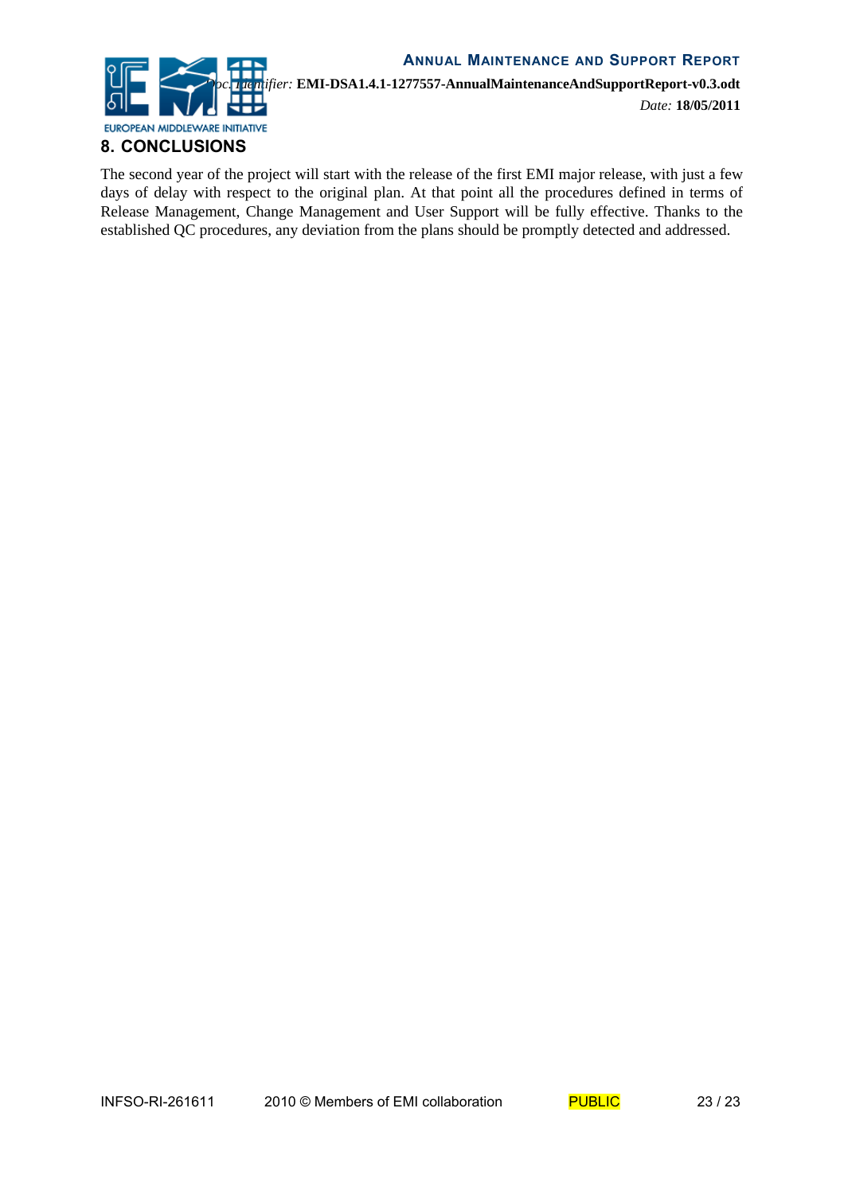# 8. CONCLUSIONS

The second year of the project will start with the release of the first EMI major release, with just a few days of delay with respect to the original plan. At that point all the procedures defined in terms of Release Management, Change Management and User Support will be fully effective. Thanks to the established QC procedures, any deviation from the plans should be promptly detected and addressed.